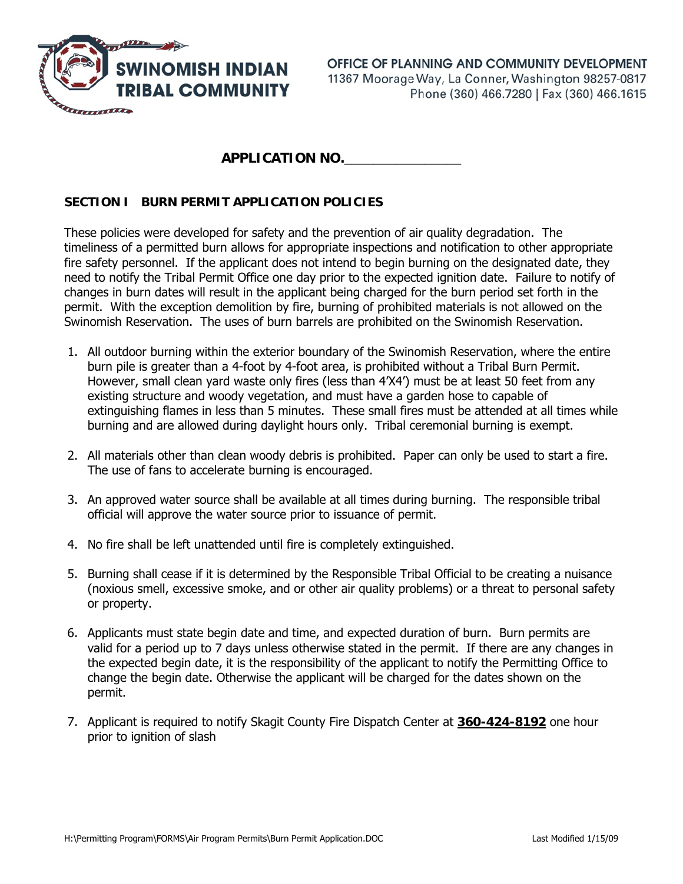**SWINOMISH INDIAN TRIBAL COMMUNITY**

OFFICE OF PLANNING AND COMMUNITY DEVELOPMENT
11367 Moorage Way, La Conner, Washington 98257-0817
Phone (360) 466.7280 | Fax (360) 466.1615

**APPLICATION NO.**_______________

## SECTION I   BURN PERMIT APPLICATION POLICIES

These policies were developed for safety and the prevention of air quality degradation. The timeliness of a permitted burn allows for appropriate inspections and notification to other appropriate fire safety personnel. If the applicant does not intend to begin burning on the designated date, they need to notify the Tribal Permit Office one day prior to the expected ignition date. Failure to notify of changes in burn dates will result in the applicant being charged for the burn period set forth in the permit. With the exception demolition by fire, burning of prohibited materials is not allowed on the Swinomish Reservation. The uses of burn barrels are prohibited on the Swinomish Reservation.

1. All outdoor burning within the exterior boundary of the Swinomish Reservation, where the entire burn pile is greater than a 4-foot by 4-foot area, is prohibited without a Tribal Burn Permit. However, small clean yard waste only fires (less than 4'X4') must be at least 50 feet from any existing structure and woody vegetation, and must have a garden hose to capable of extinguishing flames in less than 5 minutes. These small fires must be attended at all times while burning and are allowed during daylight hours only. Tribal ceremonial burning is exempt.

2. All materials other than clean woody debris is prohibited. Paper can only be used to start a fire. The use of fans to accelerate burning is encouraged.

3. An approved water source shall be available at all times during burning. The responsible tribal official will approve the water source prior to issuance of permit.

4. No fire shall be left unattended until fire is completely extinguished.

5. Burning shall cease if it is determined by the Responsible Tribal Official to be creating a nuisance (noxious smell, excessive smoke, and or other air quality problems) or a threat to personal safety or property.

6. Applicants must state begin date and time, and expected duration of burn. Burn permits are valid for a period up to 7 days unless otherwise stated in the permit. If there are any changes in the expected begin date, it is the responsibility of the applicant to notify the Permitting Office to change the begin date. Otherwise the applicant will be charged for the dates shown on the permit.

7. Applicant is required to notify Skagit County Fire Dispatch Center at **360-424-8192** one hour prior to ignition of slash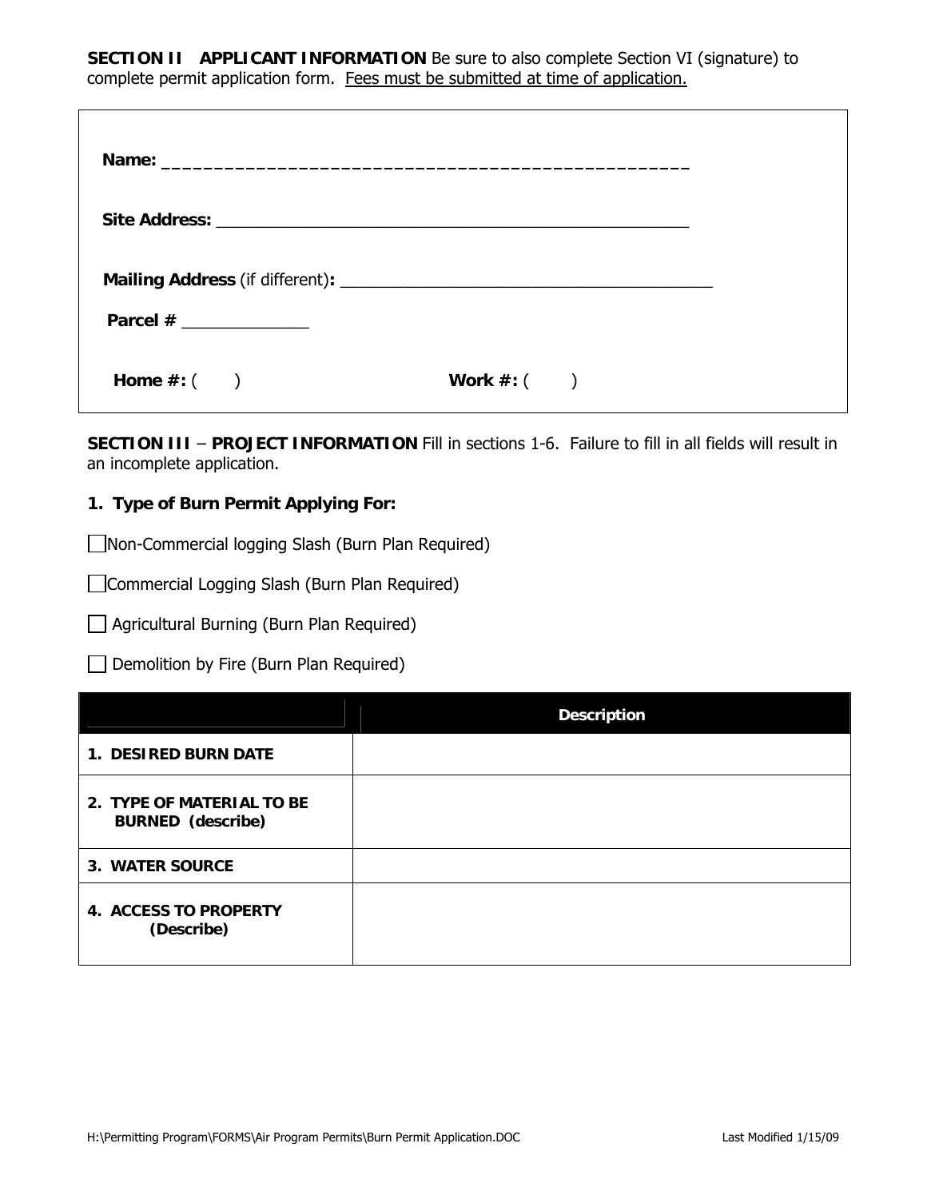**SECTION II APPLICANT INFORMATION** Be sure to also complete Section VI (signature) to complete permit application form. Fees must be submitted at time of application.

**Name:** ___________________________________________________

**Site Address:** ___________________________________________________

**Mailing Address** (if different)**:** ________________________________________

**Parcel #** _____________

**Home #:** (    )    **Work #:** (    )

**SECTION III** – **PROJECT INFORMATION** Fill in sections 1-6. Failure to fill in all fields will result in an incomplete application.

**1. Type of Burn Permit Applying For:**

☐ Non-Commercial logging Slash (Burn Plan Required)

☐ Commercial Logging Slash (Burn Plan Required)

☐ Agricultural Burning (Burn Plan Required)

☐ Demolition by Fire (Burn Plan Required)

| | Description |
|---|---|
| **1. DESIRED BURN DATE** | |
| **2. TYPE OF MATERIAL TO BE BURNED (describe)** | |
| **3. WATER SOURCE** | |
| **4. ACCESS TO PROPERTY (Describe)** | |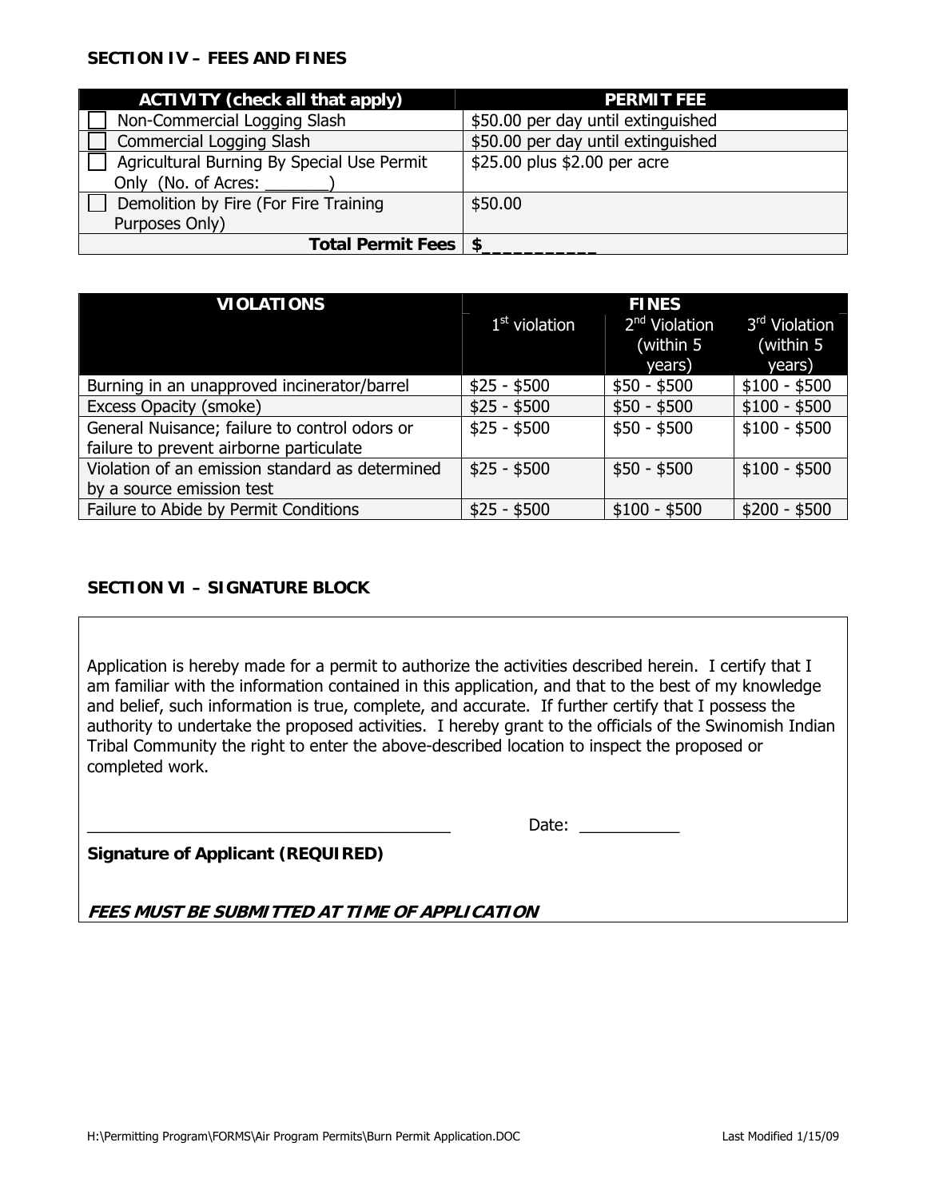**SECTION IV – FEES AND FINES**

| ACTIVITY (check all that apply) | PERMIT FEE |
|---|---|
| ☐ Non-Commercial Logging Slash | $50.00 per day until extinguished |
| ☐ Commercial Logging Slash | $50.00 per day until extinguished |
| ☐ Agricultural Burning By Special Use Permit Only (No. of Acres: _______) | $25.00 plus $2.00 per acre |
| ☐ Demolition by Fire (For Fire Training Purposes Only) | $50.00 |
| **Total Permit Fees** | **$___________** |

| VIOLATIONS | FINES | | |
|---|---|---|---|
| | 1st violation | 2nd Violation (within 5 years) | 3rd Violation (within 5 years) |
| Burning in an unapproved incinerator/barrel | $25 - $500 | $50 - $500 | $100 - $500 |
| Excess Opacity (smoke) | $25 - $500 | $50 - $500 | $100 - $500 |
| General Nuisance; failure to control odors or failure to prevent airborne particulate | $25 - $500 | $50 - $500 | $100 - $500 |
| Violation of an emission standard as determined by a source emission test | $25 - $500 | $50 - $500 | $100 - $500 |
| Failure to Abide by Permit Conditions | $25 - $500 | $100 - $500 | $200 - $500 |

**SECTION VI – SIGNATURE BLOCK**

Application is hereby made for a permit to authorize the activities described herein. I certify that I am familiar with the information contained in this application, and that to the best of my knowledge and belief, such information is true, complete, and accurate. If further certify that I possess the authority to undertake the proposed activities. I hereby grant to the officials of the Swinomish Indian Tribal Community the right to enter the above-described location to inspect the proposed or completed work.

_______________________________________ Date: ___________

**Signature of Applicant (REQUIRED)**

***FEES MUST BE SUBMITTED AT TIME OF APPLICATION***

H:\Permitting Program\FORMS\Air Program Permits\Burn Permit Application.DOC Last Modified 1/15/09